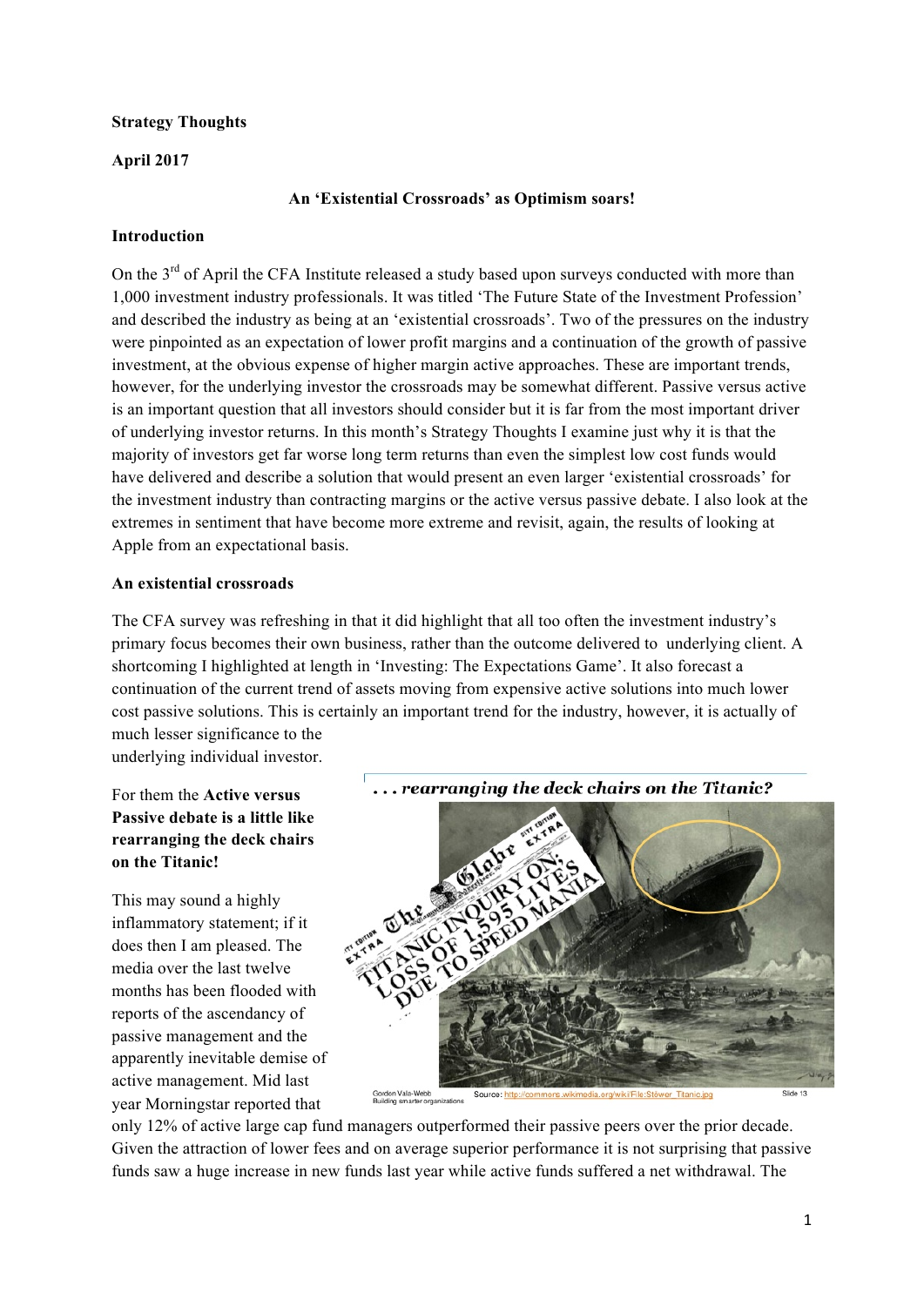**Strategy Thoughts**

**April 2017**

**An 'Existential Crossroads' as Optimism soars!**

**Introduction**

On the 3rd of April the CFA Institute released a study based upon surveys conducted with more than 1,000 investment industry professionals. It was titled 'The Future State of the Investment Profession' and described the industry as being at an 'existential crossroads'. Two of the pressures on the industry were pinpointed as an expectation of lower profit margins and a continuation of the growth of passive investment, at the obvious expense of higher margin active approaches. These are important trends, however, for the underlying investor the crossroads may be somewhat different. Passive versus active is an important question that all investors should consider but it is far from the most important driver of underlying investor returns. In this month's Strategy Thoughts I examine just why it is that the majority of investors get far worse long term returns than even the simplest low cost funds would have delivered and describe a solution that would present an even larger 'existential crossroads' for the investment industry than contracting margins or the active versus passive debate. I also look at the extremes in sentiment that have become more extreme and revisit, again, the results of looking at Apple from an expectational basis.

**An existential crossroads**

The CFA survey was refreshing in that it did highlight that all too often the investment industry's primary focus becomes their own business, rather than the outcome delivered to underlying client. A shortcoming I highlighted at length in 'Investing: The Expectations Game'. It also forecast a continuation of the current trend of assets moving from expensive active solutions into much lower cost passive solutions. This is certainly an important trend for the industry, however, it is actually of much lesser significance to the underlying individual investor.

For them the **Active versus Passive debate is a little like rearranging the deck chairs on the Titanic!**

This may sound a highly inflammatory statement; if it does then I am pleased. The media over the last twelve months has been flooded with reports of the ascendancy of passive management and the apparently inevitable demise of active management. Mid last year Morningstar reported that only 12% of active large cap fund managers outperformed their passive peers over the prior decade. Given the attraction of lower fees and on average superior performance it is not surprising that passive funds saw a huge increase in new funds last year while active funds suffered a net withdrawal. The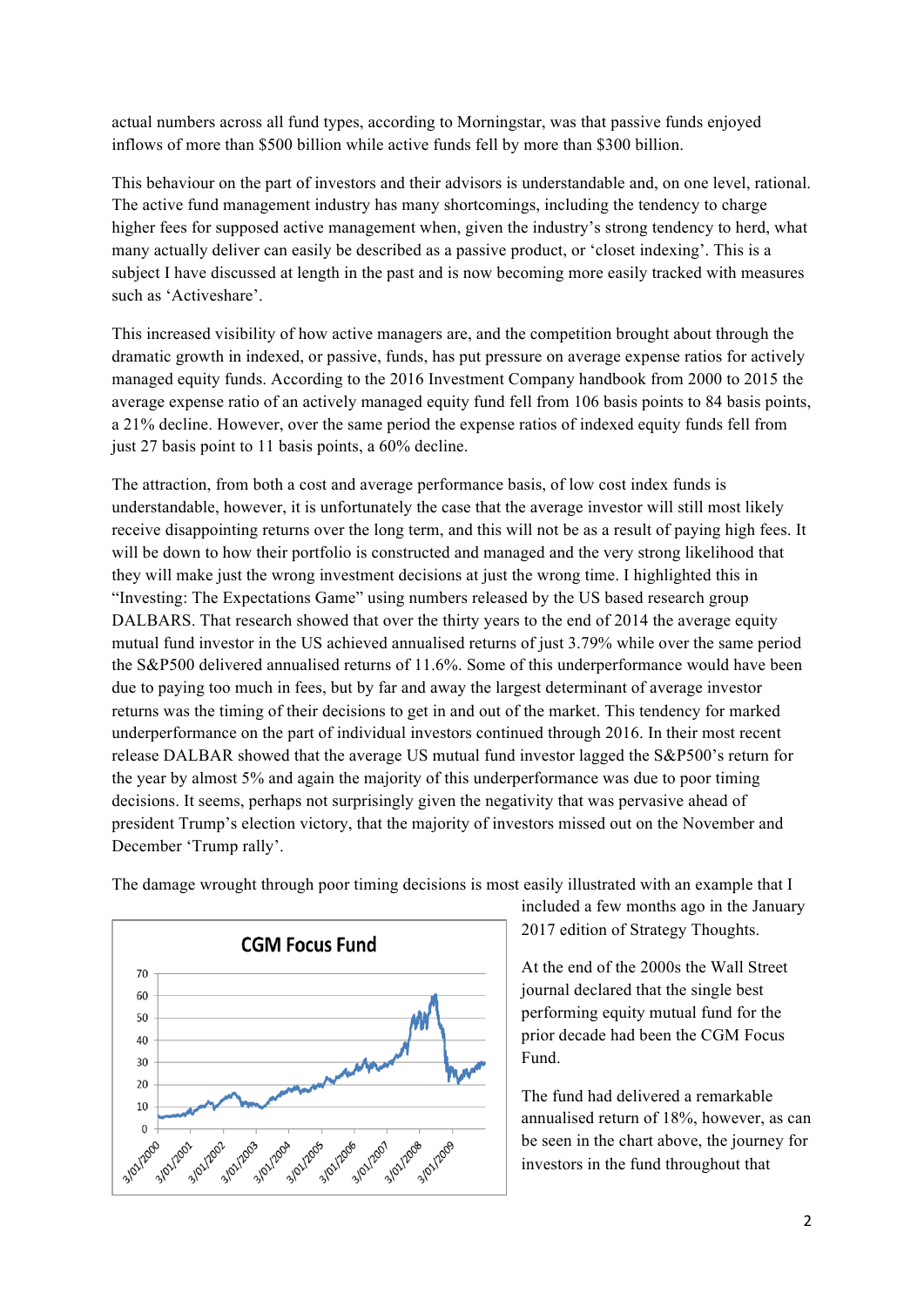actual numbers across all fund types, according to Morningstar, was that passive funds enjoyed inflows of more than $500 billion while active funds fell by more than $300 billion.

This behaviour on the part of investors and their advisors is understandable and, on one level, rational. The active fund management industry has many shortcomings, including the tendency to charge higher fees for supposed active management when, given the industry's strong tendency to herd, what many actually deliver can easily be described as a passive product, or 'closet indexing'. This is a subject I have discussed at length in the past and is now becoming more easily tracked with measures such as 'Activeshare'.

This increased visibility of how active managers are, and the competition brought about through the dramatic growth in indexed, or passive, funds, has put pressure on average expense ratios for actively managed equity funds. According to the 2016 Investment Company handbook from 2000 to 2015 the average expense ratio of an actively managed equity fund fell from 106 basis points to 84 basis points, a 21% decline. However, over the same period the expense ratios of indexed equity funds fell from just 27 basis point to 11 basis points, a 60% decline.

The attraction, from both a cost and average performance basis, of low cost index funds is understandable, however, it is unfortunately the case that the average investor will still most likely receive disappointing returns over the long term, and this will not be as a result of paying high fees. It will be down to how their portfolio is constructed and managed and the very strong likelihood that they will make just the wrong investment decisions at just the wrong time. I highlighted this in "Investing: The Expectations Game" using numbers released by the US based research group DALBARS. That research showed that over the thirty years to the end of 2014 the average equity mutual fund investor in the US achieved annualised returns of just 3.79% while over the same period the S&P500 delivered annualised returns of 11.6%. Some of this underperformance would have been due to paying too much in fees, but by far and away the largest determinant of average investor returns was the timing of their decisions to get in and out of the market. This tendency for marked underperformance on the part of individual investors continued through 2016. In their most recent release DALBAR showed that the average US mutual fund investor lagged the S&P500's return for the year by almost 5% and again the majority of this underperformance was due to poor timing decisions. It seems, perhaps not surprisingly given the negativity that was pervasive ahead of president Trump's election victory, that the majority of investors missed out on the November and December 'Trump rally'.

The damage wrought through poor timing decisions is most easily illustrated with an example that I included a few months ago in the January 2017 edition of Strategy Thoughts.

At the end of the 2000s the Wall Street journal declared that the single best performing equity mutual fund for the prior decade had been the CGM Focus Fund.

The fund had delivered a remarkable annualised return of 18%, however, as can be seen in the chart above, the journey for investors in the fund throughout that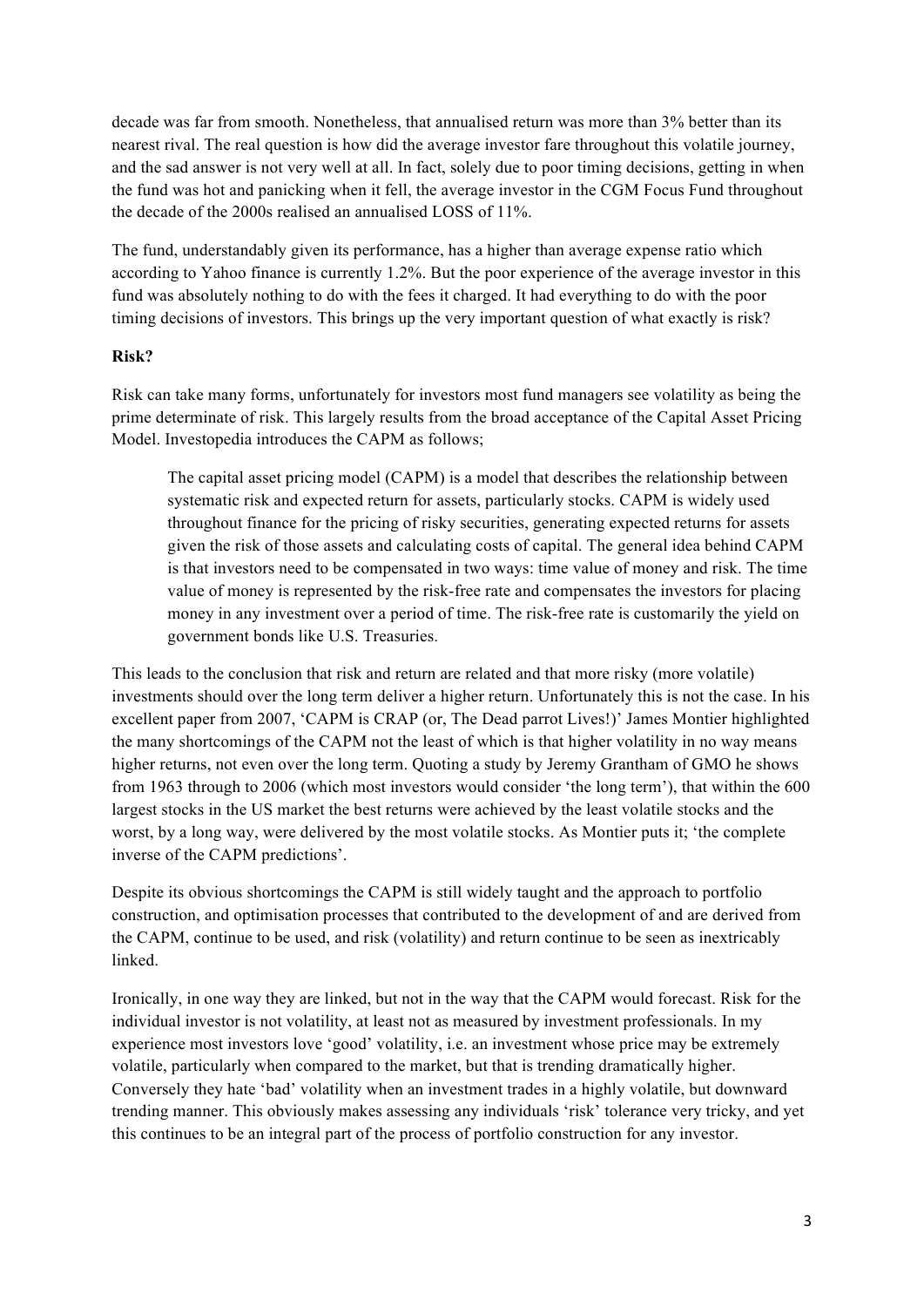decade was far from smooth. Nonetheless, that annualised return was more than 3% better than its nearest rival. The real question is how did the average investor fare throughout this volatile journey, and the sad answer is not very well at all. In fact, solely due to poor timing decisions, getting in when the fund was hot and panicking when it fell, the average investor in the CGM Focus Fund throughout the decade of the 2000s realised an annualised LOSS of 11%.

The fund, understandably given its performance, has a higher than average expense ratio which according to Yahoo finance is currently 1.2%. But the poor experience of the average investor in this fund was absolutely nothing to do with the fees it charged. It had everything to do with the poor timing decisions of investors. This brings up the very important question of what exactly is risk?

**Risk?**

Risk can take many forms, unfortunately for investors most fund managers see volatility as being the prime determinate of risk. This largely results from the broad acceptance of the Capital Asset Pricing Model. Investopedia introduces the CAPM as follows;

> The capital asset pricing model (CAPM) is a model that describes the relationship between systematic risk and expected return for assets, particularly stocks. CAPM is widely used throughout finance for the pricing of risky securities, generating expected returns for assets given the risk of those assets and calculating costs of capital. The general idea behind CAPM is that investors need to be compensated in two ways: time value of money and risk. The time value of money is represented by the risk-free rate and compensates the investors for placing money in any investment over a period of time. The risk-free rate is customarily the yield on government bonds like U.S. Treasuries.

This leads to the conclusion that risk and return are related and that more risky (more volatile) investments should over the long term deliver a higher return. Unfortunately this is not the case. In his excellent paper from 2007, 'CAPM is CRAP (or, The Dead parrot Lives!)' James Montier highlighted the many shortcomings of the CAPM not the least of which is that higher volatility in no way means higher returns, not even over the long term. Quoting a study by Jeremy Grantham of GMO he shows from 1963 through to 2006 (which most investors would consider 'the long term'), that within the 600 largest stocks in the US market the best returns were achieved by the least volatile stocks and the worst, by a long way, were delivered by the most volatile stocks. As Montier puts it; 'the complete inverse of the CAPM predictions'.

Despite its obvious shortcomings the CAPM is still widely taught and the approach to portfolio construction, and optimisation processes that contributed to the development of and are derived from the CAPM, continue to be used, and risk (volatility) and return continue to be seen as inextricably linked.

Ironically, in one way they are linked, but not in the way that the CAPM would forecast. Risk for the individual investor is not volatility, at least not as measured by investment professionals. In my experience most investors love 'good' volatility, i.e. an investment whose price may be extremely volatile, particularly when compared to the market, but that is trending dramatically higher. Conversely they hate 'bad' volatility when an investment trades in a highly volatile, but downward trending manner. This obviously makes assessing any individuals 'risk' tolerance very tricky, and yet this continues to be an integral part of the process of portfolio construction for any investor.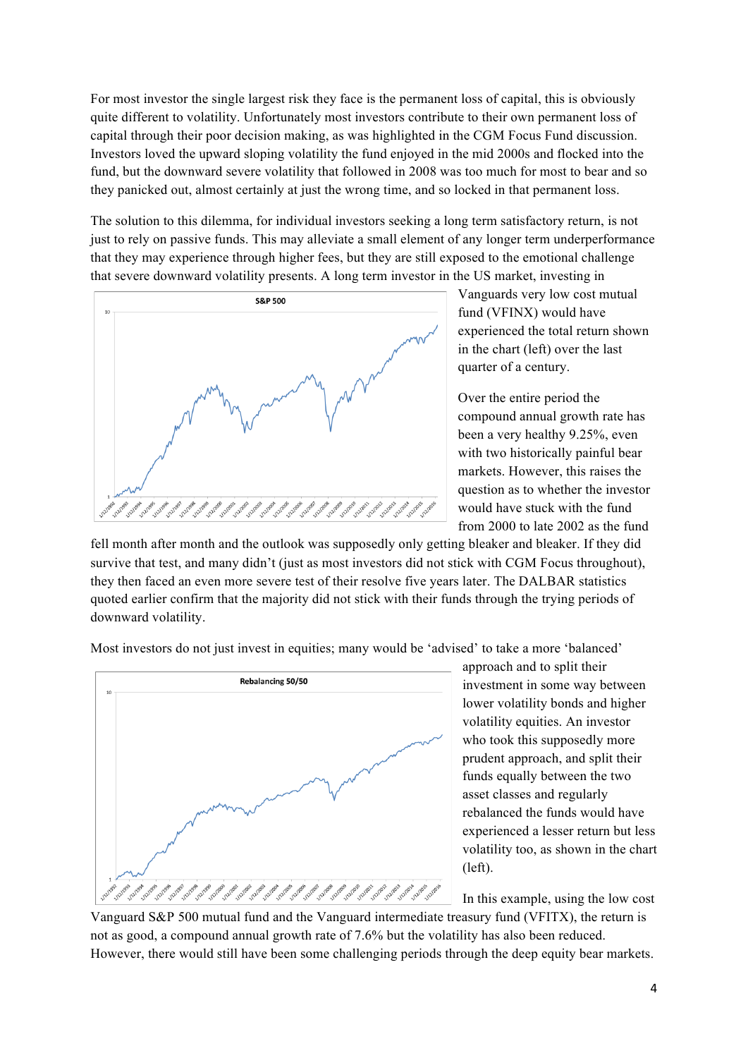For most investor the single largest risk they face is the permanent loss of capital, this is obviously quite different to volatility. Unfortunately most investors contribute to their own permanent loss of capital through their poor decision making, as was highlighted in the CGM Focus Fund discussion. Investors loved the upward sloping volatility the fund enjoyed in the mid 2000s and flocked into the fund, but the downward severe volatility that followed in 2008 was too much for most to bear and so they panicked out, almost certainly at just the wrong time, and so locked in that permanent loss.

The solution to this dilemma, for individual investors seeking a long term satisfactory return, is not just to rely on passive funds. This may alleviate a small element of any longer term underperformance that they may experience through higher fees, but they are still exposed to the emotional challenge that severe downward volatility presents. A long term investor in the US market, investing in Vanguards very low cost mutual fund (VFINX) would have experienced the total return shown in the chart (left) over the last quarter of a century.

Over the entire period the compound annual growth rate has been a very healthy 9.25%, even with two historically painful bear markets. However, this raises the question as to whether the investor would have stuck with the fund from 2000 to late 2002 as the fund fell month after month and the outlook was supposedly only getting bleaker and bleaker. If they did survive that test, and many didn't (just as most investors did not stick with CGM Focus throughout), they then faced an even more severe test of their resolve five years later. The DALBAR statistics quoted earlier confirm that the majority did not stick with their funds through the trying periods of downward volatility.

Most investors do not just invest in equities; many would be 'advised' to take a more 'balanced' approach and to split their investment in some way between lower volatility bonds and higher volatility equities. An investor who took this supposedly more prudent approach, and split their funds equally between the two asset classes and regularly rebalanced the funds would have experienced a lesser return but less volatility too, as shown in the chart (left).

In this example, using the low cost Vanguard S&P 500 mutual fund and the Vanguard intermediate treasury fund (VFITX), the return is not as good, a compound annual growth rate of 7.6% but the volatility has also been reduced. However, there would still have been some challenging periods through the deep equity bear markets.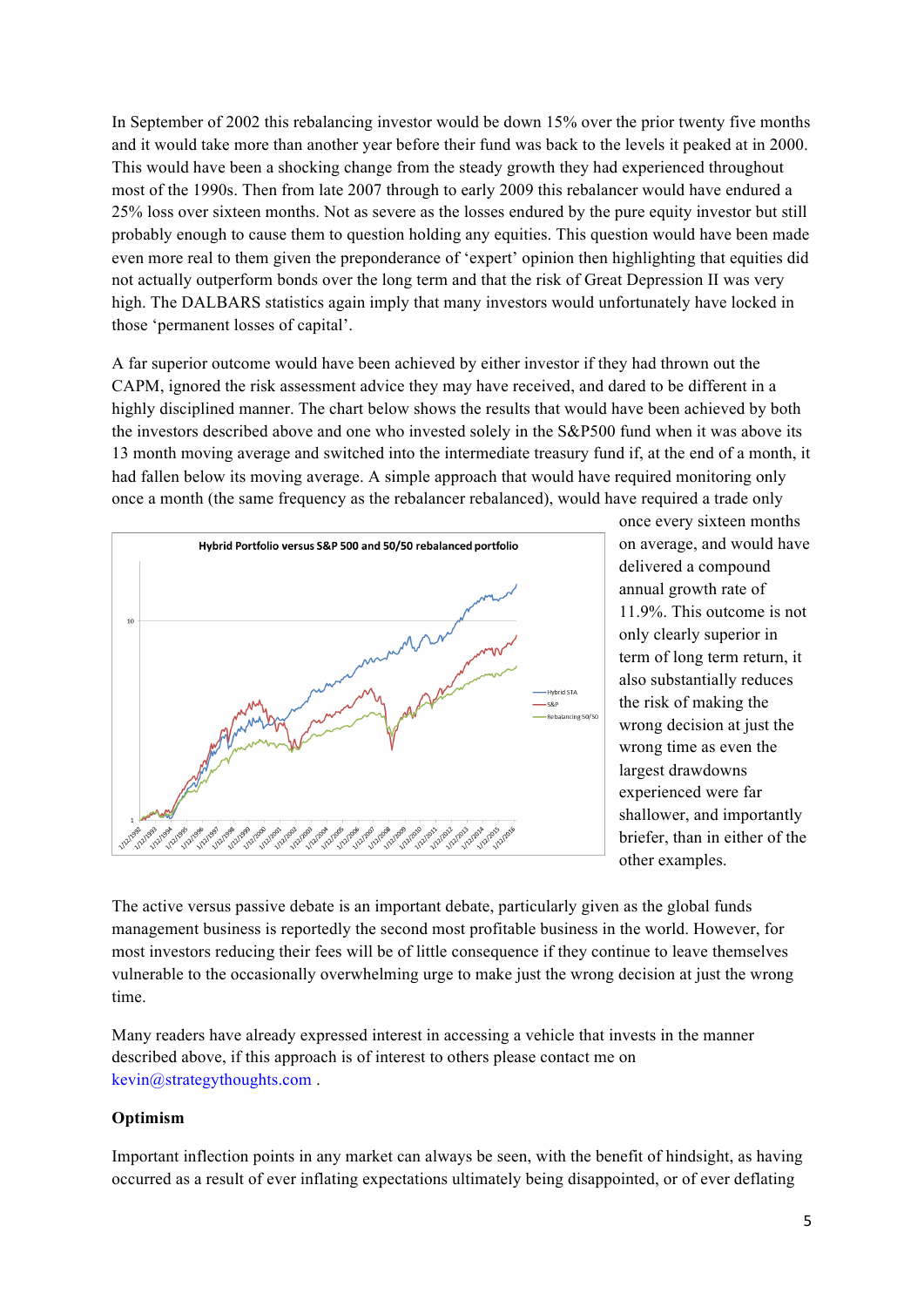In September of 2002 this rebalancing investor would be down 15% over the prior twenty five months and it would take more than another year before their fund was back to the levels it peaked at in 2000. This would have been a shocking change from the steady growth they had experienced throughout most of the 1990s. Then from late 2007 through to early 2009 this rebalancer would have endured a 25% loss over sixteen months. Not as severe as the losses endured by the pure equity investor but still probably enough to cause them to question holding any equities. This question would have been made even more real to them given the preponderance of 'expert' opinion then highlighting that equities did not actually outperform bonds over the long term and that the risk of Great Depression II was very high. The DALBARS statistics again imply that many investors would unfortunately have locked in those 'permanent losses of capital'.

A far superior outcome would have been achieved by either investor if they had thrown out the CAPM, ignored the risk assessment advice they may have received, and dared to be different in a highly disciplined manner. The chart below shows the results that would have been achieved by both the investors described above and one who invested solely in the S&P500 fund when it was above its 13 month moving average and switched into the intermediate treasury fund if, at the end of a month, it had fallen below its moving average. A simple approach that would have required monitoring only once a month (the same frequency as the rebalancer rebalanced), would have required a trade only once every sixteen months on average, and would have delivered a compound annual growth rate of 11.9%. This outcome is not only clearly superior in term of long term return, it also substantially reduces the risk of making the wrong decision at just the wrong time as even the largest drawdowns experienced were far shallower, and importantly briefer, than in either of the other examples.

The active versus passive debate is an important debate, particularly given as the global funds management business is reportedly the second most profitable business in the world. However, for most investors reducing their fees will be of little consequence if they continue to leave themselves vulnerable to the occasionally overwhelming urge to make just the wrong decision at just the wrong time.

Many readers have already expressed interest in accessing a vehicle that invests in the manner described above, if this approach is of interest to others please contact me on kevin@strategythoughts.com .

**Optimism**

Important inflection points in any market can always be seen, with the benefit of hindsight, as having occurred as a result of ever inflating expectations ultimately being disappointed, or of ever deflating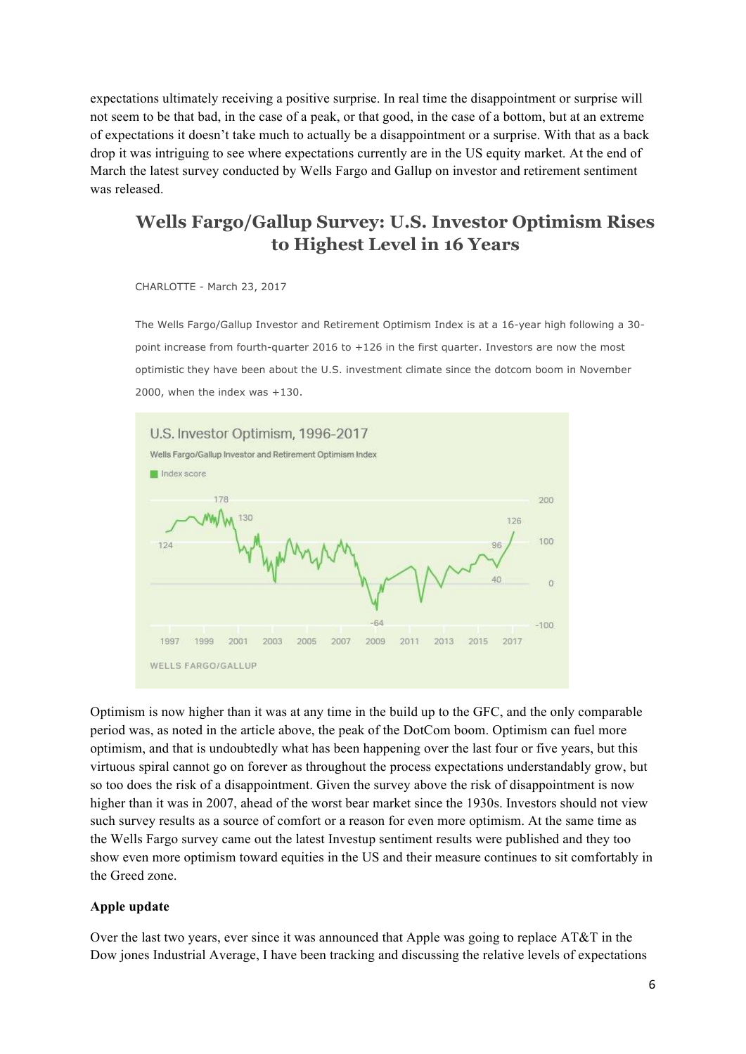expectations ultimately receiving a positive surprise. In real time the disappointment or surprise will not seem to be that bad, in the case of a peak, or that good, in the case of a bottom, but at an extreme of expectations it doesn't take much to actually be a disappointment or a surprise. With that as a back drop it was intriguing to see where expectations currently are in the US equity market. At the end of March the latest survey conducted by Wells Fargo and Gallup on investor and retirement sentiment was released.

## Wells Fargo/Gallup Survey: U.S. Investor Optimism Rises to Highest Level in 16 Years

CHARLOTTE - March 23, 2017

The Wells Fargo/Gallup Investor and Retirement Optimism Index is at a 16-year high following a 30-point increase from fourth-quarter 2016 to +126 in the first quarter. Investors are now the most optimistic they have been about the U.S. investment climate since the dotcom boom in November 2000, when the index was +130.

U.S. Investor Optimism, 1996-2017

Wells Fargo/Gallup Investor and Retirement Optimism Index

WELLS FARGO/GALLUP

Optimism is now higher than it was at any time in the build up to the GFC, and the only comparable period was, as noted in the article above, the peak of the DotCom boom. Optimism can fuel more optimism, and that is undoubtedly what has been happening over the last four or five years, but this virtuous spiral cannot go on forever as throughout the process expectations understandably grow, but so too does the risk of a disappointment. Given the survey above the risk of disappointment is now higher than it was in 2007, ahead of the worst bear market since the 1930s. Investors should not view such survey results as a source of comfort or a reason for even more optimism. At the same time as the Wells Fargo survey came out the latest Investup sentiment results were published and they too show even more optimism toward equities in the US and their measure continues to sit comfortably in the Greed zone.

**Apple update**

Over the last two years, ever since it was announced that Apple was going to replace AT&T in the Dow jones Industrial Average, I have been tracking and discussing the relative levels of expectations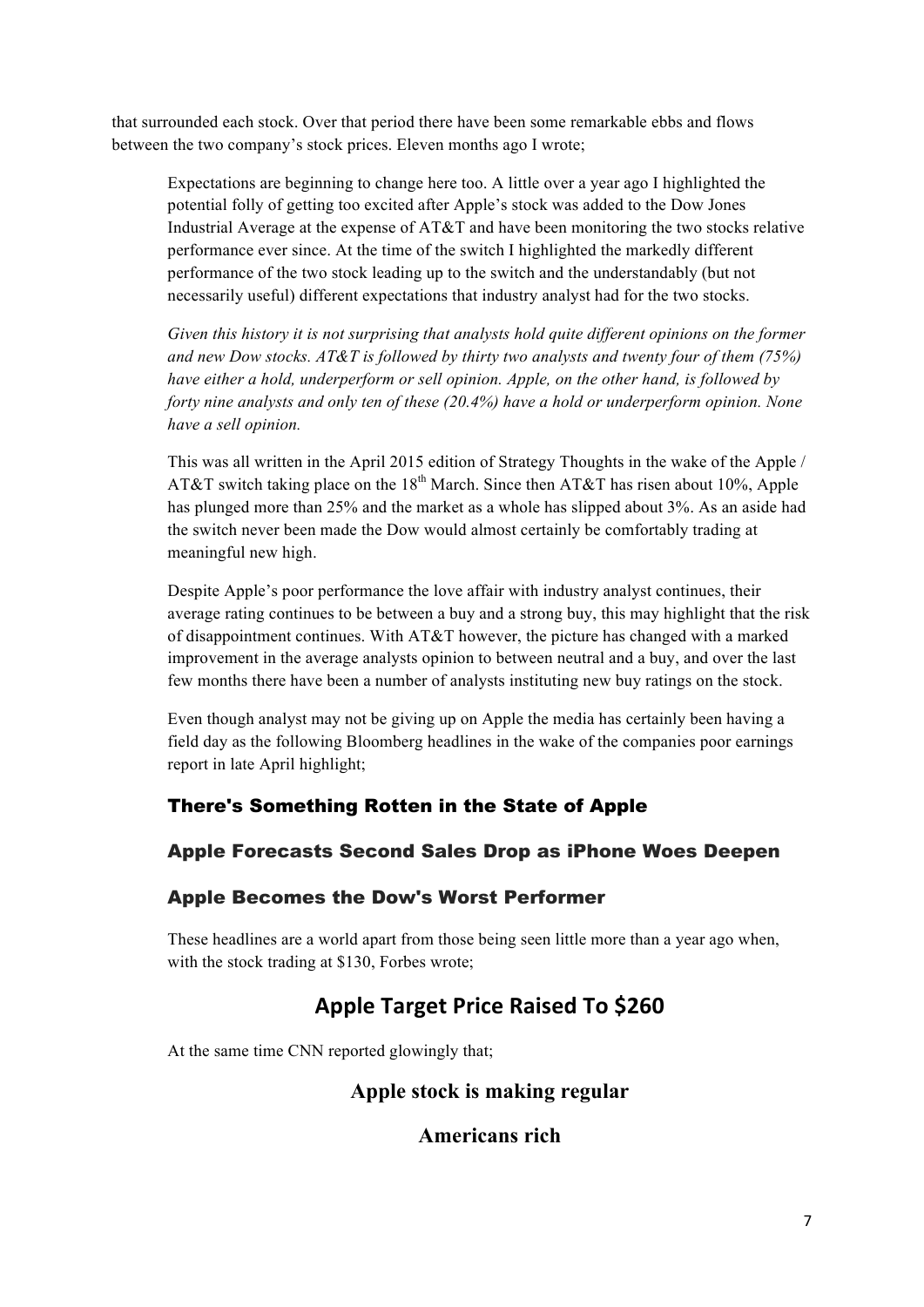that surrounded each stock. Over that period there have been some remarkable ebbs and flows between the two company's stock prices. Eleven months ago I wrote;

> Expectations are beginning to change here too. A little over a year ago I highlighted the potential folly of getting too excited after Apple's stock was added to the Dow Jones Industrial Average at the expense of AT&T and have been monitoring the two stocks relative performance ever since. At the time of the switch I highlighted the markedly different performance of the two stock leading up to the switch and the understandably (but not necessarily useful) different expectations that industry analyst had for the two stocks.
>
> *Given this history it is not surprising that analysts hold quite different opinions on the former and new Dow stocks. AT&T is followed by thirty two analysts and twenty four of them (75%) have either a hold, underperform or sell opinion. Apple, on the other hand, is followed by forty nine analysts and only ten of these (20.4%) have a hold or underperform opinion. None have a sell opinion.*
>
> This was all written in the April 2015 edition of Strategy Thoughts in the wake of the Apple / AT&T switch taking place on the 18th March. Since then AT&T has risen about 10%, Apple has plunged more than 25% and the market as a whole has slipped about 3%. As an aside had the switch never been made the Dow would almost certainly be comfortably trading at meaningful new high.
>
> Despite Apple's poor performance the love affair with industry analyst continues, their average rating continues to be between a buy and a strong buy, this may highlight that the risk of disappointment continues. With AT&T however, the picture has changed with a marked improvement in the average analysts opinion to between neutral and a buy, and over the last few months there have been a number of analysts instituting new buy ratings on the stock.
>
> Even though analyst may not be giving up on Apple the media has certainly been having a field day as the following Bloomberg headlines in the wake of the companies poor earnings report in late April highlight;
>
> **There's Something Rotten in the State of Apple**
>
> **Apple Forecasts Second Sales Drop as iPhone Woes Deepen**
>
> **Apple Becomes the Dow's Worst Performer**
>
> These headlines are a world apart from those being seen little more than a year ago when, with the stock trading at $130, Forbes wrote;
>
> **Apple Target Price Raised To $260**
>
> At the same time CNN reported glowingly that;
>
> **Apple stock is making regular**
>
> **Americans rich**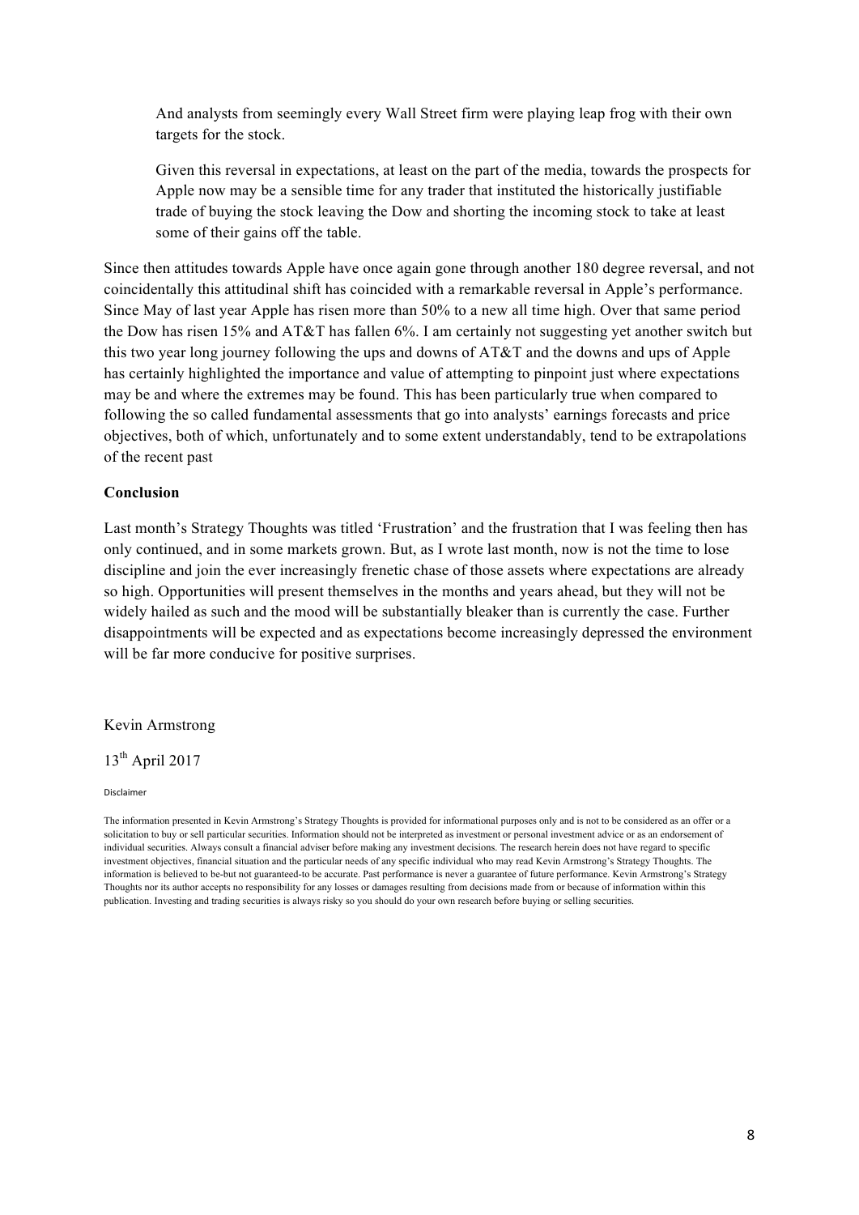> And analysts from seemingly every Wall Street firm were playing leap frog with their own targets for the stock.
>
> Given this reversal in expectations, at least on the part of the media, towards the prospects for Apple now may be a sensible time for any trader that instituted the historically justifiable trade of buying the stock leaving the Dow and shorting the incoming stock to take at least some of their gains off the table.

Since then attitudes towards Apple have once again gone through another 180 degree reversal, and not coincidentally this attitudinal shift has coincided with a remarkable reversal in Apple's performance. Since May of last year Apple has risen more than 50% to a new all time high. Over that same period the Dow has risen 15% and AT&T has fallen 6%. I am certainly not suggesting yet another switch but this two year long journey following the ups and downs of AT&T and the downs and ups of Apple has certainly highlighted the importance and value of attempting to pinpoint just where expectations may be and where the extremes may be found. This has been particularly true when compared to following the so called fundamental assessments that go into analysts' earnings forecasts and price objectives, both of which, unfortunately and to some extent understandably, tend to be extrapolations of the recent past

**Conclusion**

Last month's Strategy Thoughts was titled 'Frustration' and the frustration that I was feeling then has only continued, and in some markets grown. But, as I wrote last month, now is not the time to lose discipline and join the ever increasingly frenetic chase of those assets where expectations are already so high. Opportunities will present themselves in the months and years ahead, but they will not be widely hailed as such and the mood will be substantially bleaker than is currently the case. Further disappointments will be expected and as expectations become increasingly depressed the environment will be far more conducive for positive surprises.

Kevin Armstrong

13th April 2017

Disclaimer

The information presented in Kevin Armstrong's Strategy Thoughts is provided for informational purposes only and is not to be considered as an offer or a solicitation to buy or sell particular securities. Information should not be interpreted as investment or personal investment advice or as an endorsement of individual securities. Always consult a financial adviser before making any investment decisions. The research herein does not have regard to specific investment objectives, financial situation and the particular needs of any specific individual who may read Kevin Armstrong's Strategy Thoughts. The information is believed to be-but not guaranteed-to be accurate. Past performance is never a guarantee of future performance. Kevin Armstrong's Strategy Thoughts nor its author accepts no responsibility for any losses or damages resulting from decisions made from or because of information within this publication. Investing and trading securities is always risky so you should do your own research before buying or selling securities.